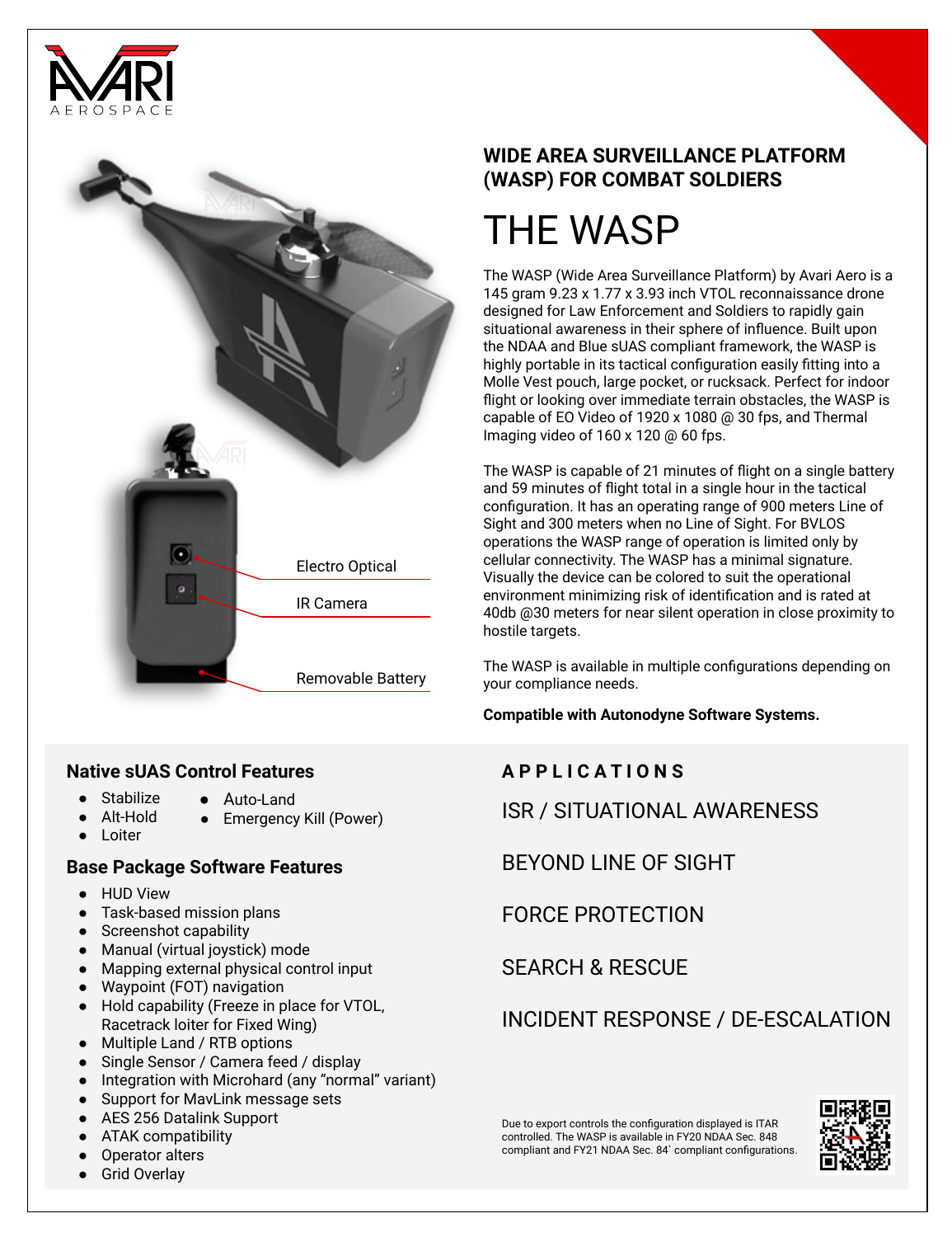AVARI AEROSPACE

## WIDE AREA SURVEILLANCE PLATFORM (WASP) FOR COMBAT SOLDIERS

# THE WASP

The WASP (Wide Area Surveillance Platform) by Avari Aero is a 145 gram 9.23 x 1.77 x 3.93 inch VTOL reconnaissance drone designed for Law Enforcement and Soldiers to rapidly gain situational awareness in their sphere of influence. Built upon the NDAA and Blue sUAS compliant framework, the WASP is highly portable in its tactical configuration easily fitting into a Molle Vest pouch, large pocket, or rucksack. Perfect for indoor flight or looking over immediate terrain obstacles, the WASP is capable of EO Video of 1920 x 1080 @ 30 fps, and Thermal Imaging video of 160 x 120 @ 60 fps.

The WASP is capable of 21 minutes of flight on a single battery and 59 minutes of flight total in a single hour in the tactical configuration. It has an operating range of 900 meters Line of Sight and 300 meters when no Line of Sight. For BVLOS operations the WASP range of operation is limited only by cellular connectivity. The WASP has a minimal signature. Visually the device can be colored to suit the operational environment minimizing risk of identification and is rated at 40db @30 meters for near silent operation in close proximity to hostile targets.

The WASP is available in multiple configurations depending on your compliance needs.

**Compatible with Autonodyne Software Systems.**

Electro Optical

IR Camera

Removable Battery

### Native sUAS Control Features

- Stabilize
- Alt-Hold
- Loiter
- Auto-Land
- Emergency Kill (Power)

### Base Package Software Features

- HUD View
- Task-based mission plans
- Screenshot capability
- Manual (virtual joystick) mode
- Mapping external physical control input
- Waypoint (FOT) navigation
- Hold capability (Freeze in place for VTOL, Racetrack loiter for Fixed Wing)
- Multiple Land / RTB options
- Single Sensor / Camera feed / display
- Integration with Microhard (any "normal" variant)
- Support for MavLink message sets
- AES 256 Datalink Support
- ATAK compatibility
- Operator alters
- Grid Overlay

### APPLICATIONS

ISR / SITUATIONAL AWARENESS

BEYOND LINE OF SIGHT

FORCE PROTECTION

SEARCH & RESCUE

INCIDENT RESPONSE / DE-ESCALATION

Due to export controls the configuration displayed is ITAR controlled. The WASP is available in FY20 NDAA Sec. 848 compliant and FY21 NDAA Sec. 84` compliant configurations.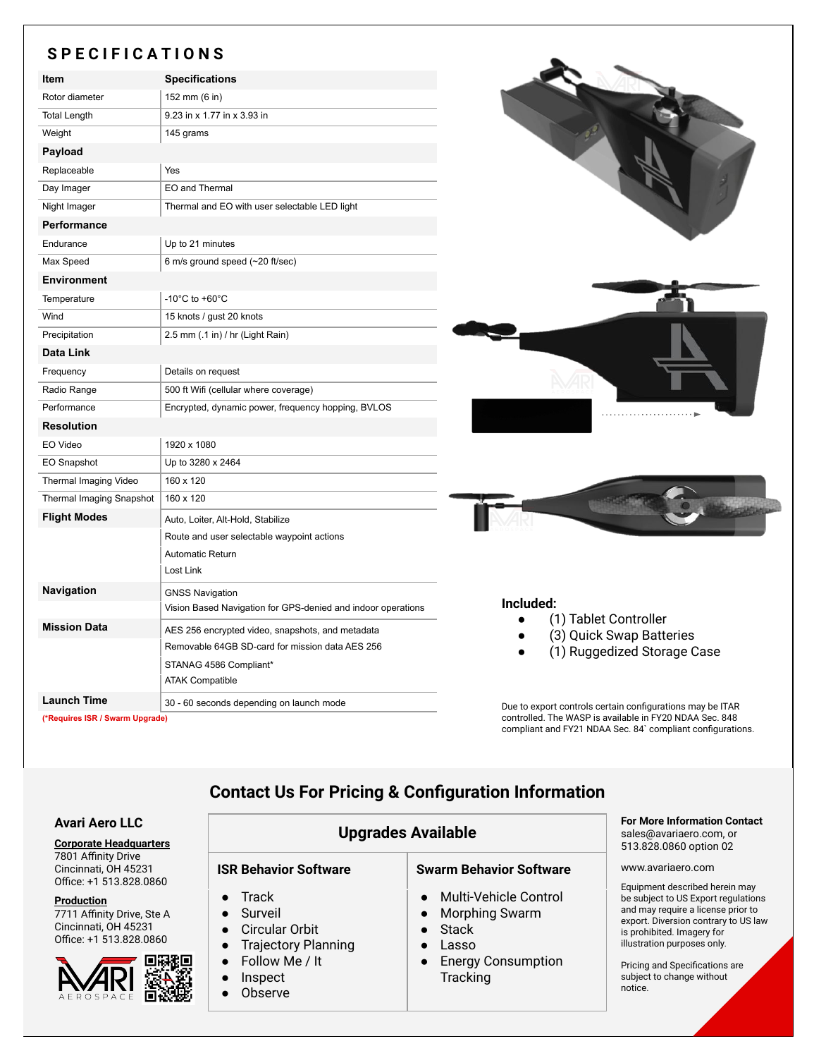# SPECIFICATIONS

| Item | Specifications |
|---|---|
| Rotor diameter | 152 mm (6 in) |
| Total Length | 9.23 in x 1.77 in x 3.93 in |
| Weight | 145 grams |
| **Payload** | |
| Replaceable | Yes |
| Day Imager | EO and Thermal |
| Night Imager | Thermal and EO with user selectable LED light |
| **Performance** | |
| Endurance | Up to 21 minutes |
| Max Speed | 6 m/s ground speed (~20 ft/sec) |
| **Environment** | |
| Temperature | -10°C to +60°C |
| Wind | 15 knots / gust 20 knots |
| Precipitation | 2.5 mm (.1 in) / hr (Light Rain) |
| **Data Link** | |
| Frequency | Details on request |
| Radio Range | 500 ft Wifi (cellular where coverage) |
| Performance | Encrypted, dynamic power, frequency hopping, BVLOS |
| **Resolution** | |
| EO Video | 1920 x 1080 |
| EO Snapshot | Up to 3280 x 2464 |
| Thermal Imaging Video | 160 x 120 |
| Thermal Imaging Snapshot | 160 x 120 |
| **Flight Modes** | Auto, Loiter, Alt-Hold, Stabilize |
| | Route and user selectable waypoint actions |
| | Automatic Return |
| | Lost Link |
| **Navigation** | GNSS Navigation |
| | Vision Based Navigation for GPS-denied and indoor operations |
| **Mission Data** | AES 256 encrypted video, snapshots, and metadata |
| | Removable 64GB SD-card for mission data AES 256 |
| | STANAG 4586 Compliant* |
| | ATAK Compatible |
| **Launch Time** | 30 - 60 seconds depending on launch mode |

(*Requires ISR / Swarm Upgrade)

**Included:**

- (1) Tablet Controller
- (3) Quick Swap Batteries
- (1) Ruggedized Storage Case

Due to export controls certain configurations may be ITAR controlled. The WASP is available in FY20 NDAA Sec. 848 compliant and FY21 NDAA Sec. 84` compliant configurations.

## Contact Us For Pricing & Configuration Information

**Avari Aero LLC**

**Corporate Headquarters**
7801 Affinity Drive
Cincinnati, OH 45231
Office: +1 513.828.0860

**Production**
7711 Affinity Drive, Ste A
Cincinnati, OH 45231
Office: +1 513.828.0860

AVARI AEROSPACE

### Upgrades Available

**ISR Behavior Software**

- Track
- Surveil
- Circular Orbit
- Trajectory Planning
- Follow Me / It
- Inspect
- Observe

**Swarm Behavior Software**

- Multi-Vehicle Control
- Morphing Swarm
- Stack
- Lasso
- Energy Consumption Tracking

**For More Information Contact**
sales@avariaero.com, or
513.828.0860 option 02

www.avariaero.com

Equipment described herein may be subject to US Export regulations and may require a license prior to export. Diversion contrary to US law is prohibited. Imagery for illustration purposes only.

Pricing and Specifications are subject to change without notice.